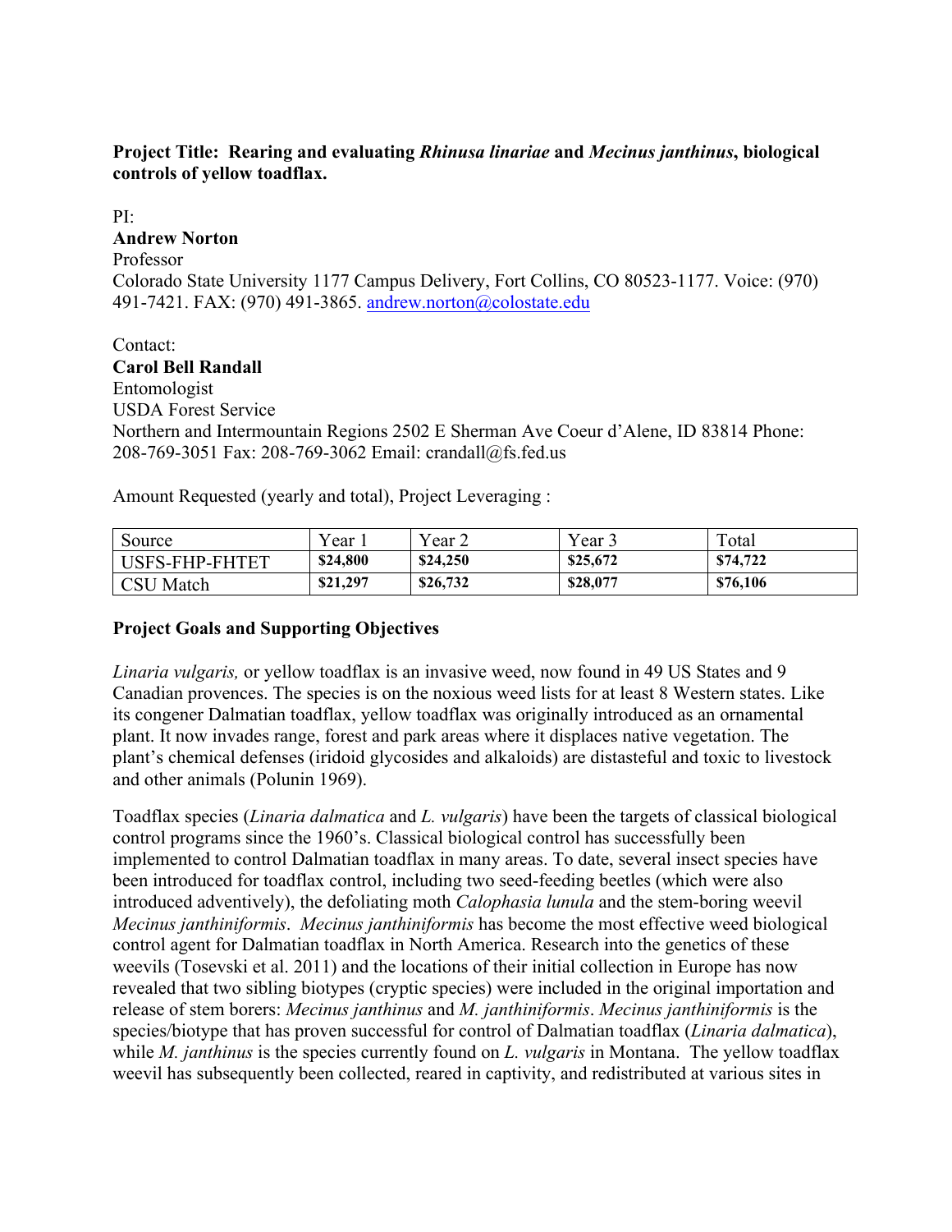**Project Title: Rearing and evaluating *Rhinusa linariae* and *Mecinus janthinus*, biological controls of yellow toadflax.**

PI:
**Andrew Norton**
Professor
Colorado State University 1177 Campus Delivery, Fort Collins, CO 80523-1177. Voice: (970) 491-7421. FAX: (970) 491-3865. andrew.norton@colostate.edu

Contact:
**Carol Bell Randall**
Entomologist
USDA Forest Service
Northern and Intermountain Regions 2502 E Sherman Ave Coeur d'Alene, ID 83814 Phone: 208-769-3051 Fax: 208-769-3062 Email: crandall@fs.fed.us

Amount Requested (yearly and total), Project Leveraging :

| Source | Year 1 | Year 2 | Year 3 | Total |
|---|---|---|---|---|
| USFS-FHP-FHTET | **$24,800** | **$24,250** | **$25,672** | **$74,722** |
| CSU Match | **$21,297** | **$26,732** | **$28,077** | **$76,106** |

**Project Goals and Supporting Objectives**

*Linaria vulgaris,* or yellow toadflax is an invasive weed, now found in 49 US States and 9 Canadian provences. The species is on the noxious weed lists for at least 8 Western states. Like its congener Dalmatian toadflax, yellow toadflax was originally introduced as an ornamental plant. It now invades range, forest and park areas where it displaces native vegetation. The plant's chemical defenses (iridoid glycosides and alkaloids) are distasteful and toxic to livestock and other animals (Polunin 1969).

Toadflax species (*Linaria dalmatica* and *L. vulgaris*) have been the targets of classical biological control programs since the 1960's. Classical biological control has successfully been implemented to control Dalmatian toadflax in many areas. To date, several insect species have been introduced for toadflax control, including two seed-feeding beetles (which were also introduced adventively), the defoliating moth *Calophasia lunula* and the stem-boring weevil *Mecinus janthiniformis*. *Mecinus janthiniformis* has become the most effective weed biological control agent for Dalmatian toadflax in North America. Research into the genetics of these weevils (Tosevski et al. 2011) and the locations of their initial collection in Europe has now revealed that two sibling biotypes (cryptic species) were included in the original importation and release of stem borers: *Mecinus janthinus* and *M. janthiniformis*. *Mecinus janthiniformis* is the species/biotype that has proven successful for control of Dalmatian toadflax (*Linaria dalmatica*), while *M. janthinus* is the species currently found on *L. vulgaris* in Montana. The yellow toadflax weevil has subsequently been collected, reared in captivity, and redistributed at various sites in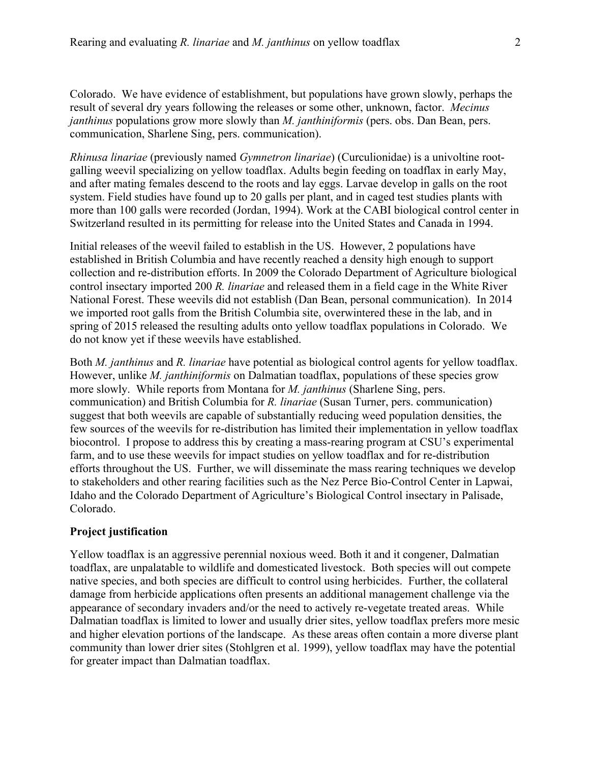Colorado. We have evidence of establishment, but populations have grown slowly, perhaps the result of several dry years following the releases or some other, unknown, factor. *Mecinus janthinus* populations grow more slowly than *M. janthiniformis* (pers. obs. Dan Bean, pers. communication, Sharlene Sing, pers. communication).

*Rhinusa linariae* (previously named *Gymnetron linariae*) (Curculionidae) is a univoltine root-galling weevil specializing on yellow toadflax. Adults begin feeding on toadflax in early May, and after mating females descend to the roots and lay eggs. Larvae develop in galls on the root system. Field studies have found up to 20 galls per plant, and in caged test studies plants with more than 100 galls were recorded (Jordan, 1994). Work at the CABI biological control center in Switzerland resulted in its permitting for release into the United States and Canada in 1994.

Initial releases of the weevil failed to establish in the US. However, 2 populations have established in British Columbia and have recently reached a density high enough to support collection and re-distribution efforts. In 2009 the Colorado Department of Agriculture biological control insectary imported 200 *R. linariae* and released them in a field cage in the White River National Forest. These weevils did not establish (Dan Bean, personal communication). In 2014 we imported root galls from the British Columbia site, overwintered these in the lab, and in spring of 2015 released the resulting adults onto yellow toadflax populations in Colorado. We do not know yet if these weevils have established.

Both *M. janthinus* and *R. linariae* have potential as biological control agents for yellow toadflax. However, unlike *M. janthiniformis* on Dalmatian toadflax, populations of these species grow more slowly. While reports from Montana for *M. janthinus* (Sharlene Sing, pers. communication) and British Columbia for *R. linariae* (Susan Turner, pers. communication) suggest that both weevils are capable of substantially reducing weed population densities, the few sources of the weevils for re-distribution has limited their implementation in yellow toadflax biocontrol. I propose to address this by creating a mass-rearing program at CSU's experimental farm, and to use these weevils for impact studies on yellow toadflax and for re-distribution efforts throughout the US. Further, we will disseminate the mass rearing techniques we develop to stakeholders and other rearing facilities such as the Nez Perce Bio-Control Center in Lapwai, Idaho and the Colorado Department of Agriculture's Biological Control insectary in Palisade, Colorado.

**Project justification**

Yellow toadflax is an aggressive perennial noxious weed. Both it and it congener, Dalmatian toadflax, are unpalatable to wildlife and domesticated livestock. Both species will out compete native species, and both species are difficult to control using herbicides. Further, the collateral damage from herbicide applications often presents an additional management challenge via the appearance of secondary invaders and/or the need to actively re-vegetate treated areas. While Dalmatian toadflax is limited to lower and usually drier sites, yellow toadflax prefers more mesic and higher elevation portions of the landscape. As these areas often contain a more diverse plant community than lower drier sites (Stohlgren et al. 1999), yellow toadflax may have the potential for greater impact than Dalmatian toadflax.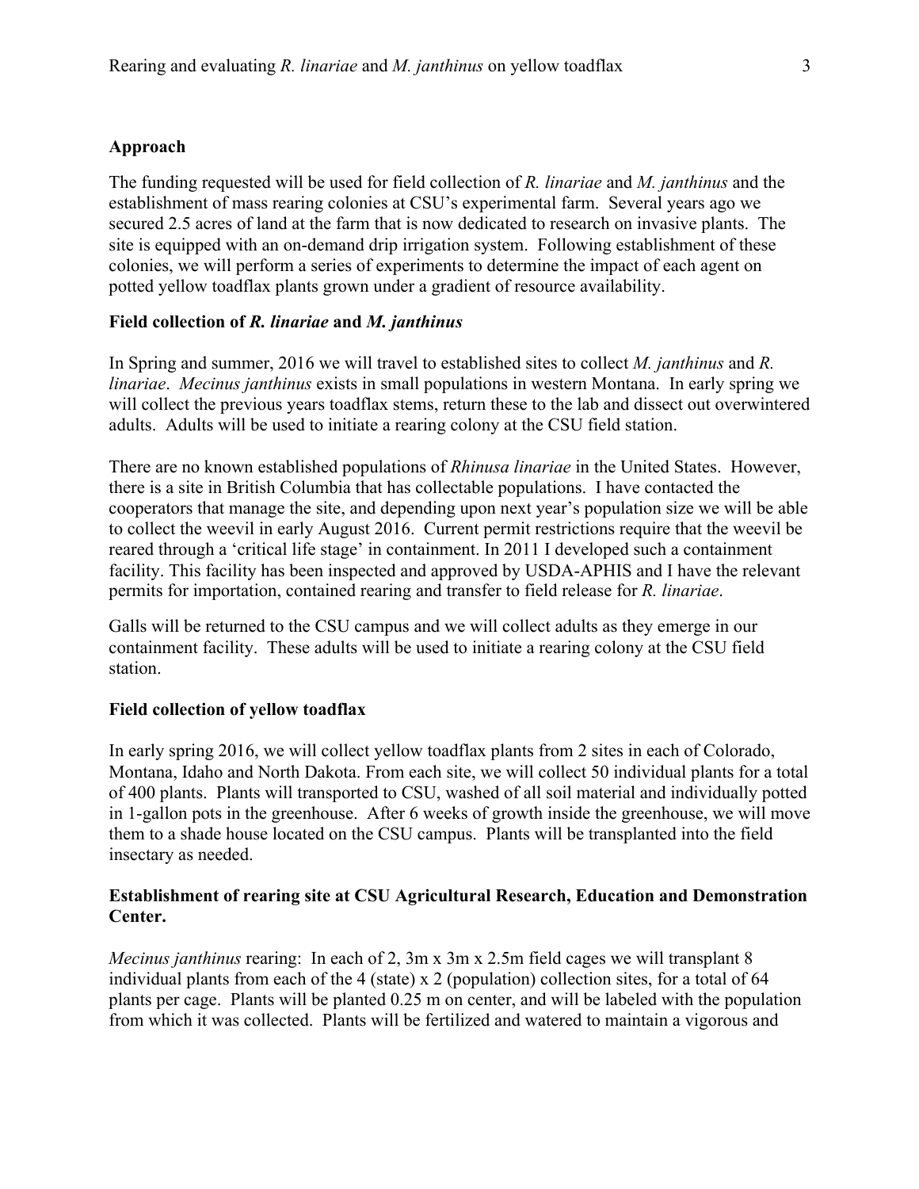**Approach**

The funding requested will be used for field collection of *R. linariae* and *M. janthinus* and the establishment of mass rearing colonies at CSU's experimental farm. Several years ago we secured 2.5 acres of land at the farm that is now dedicated to research on invasive plants. The site is equipped with an on-demand drip irrigation system. Following establishment of these colonies, we will perform a series of experiments to determine the impact of each agent on potted yellow toadflax plants grown under a gradient of resource availability.

**Field collection of *R. linariae* and *M. janthinus***

In Spring and summer, 2016 we will travel to established sites to collect *M. janthinus* and *R. linariae*. *Mecinus janthinus* exists in small populations in western Montana. In early spring we will collect the previous years toadflax stems, return these to the lab and dissect out overwintered adults. Adults will be used to initiate a rearing colony at the CSU field station.

There are no known established populations of *Rhinusa linariae* in the United States. However, there is a site in British Columbia that has collectable populations. I have contacted the cooperators that manage the site, and depending upon next year's population size we will be able to collect the weevil in early August 2016. Current permit restrictions require that the weevil be reared through a 'critical life stage' in containment. In 2011 I developed such a containment facility. This facility has been inspected and approved by USDA-APHIS and I have the relevant permits for importation, contained rearing and transfer to field release for *R. linariae*.

Galls will be returned to the CSU campus and we will collect adults as they emerge in our containment facility. These adults will be used to initiate a rearing colony at the CSU field station.

**Field collection of yellow toadflax**

In early spring 2016, we will collect yellow toadflax plants from 2 sites in each of Colorado, Montana, Idaho and North Dakota. From each site, we will collect 50 individual plants for a total of 400 plants. Plants will transported to CSU, washed of all soil material and individually potted in 1-gallon pots in the greenhouse. After 6 weeks of growth inside the greenhouse, we will move them to a shade house located on the CSU campus. Plants will be transplanted into the field insectary as needed.

**Establishment of rearing site at CSU Agricultural Research, Education and Demonstration Center.**

*Mecinus janthinus* rearing: In each of 2, 3m x 3m x 2.5m field cages we will transplant 8 individual plants from each of the 4 (state) x 2 (population) collection sites, for a total of 64 plants per cage. Plants will be planted 0.25 m on center, and will be labeled with the population from which it was collected. Plants will be fertilized and watered to maintain a vigorous and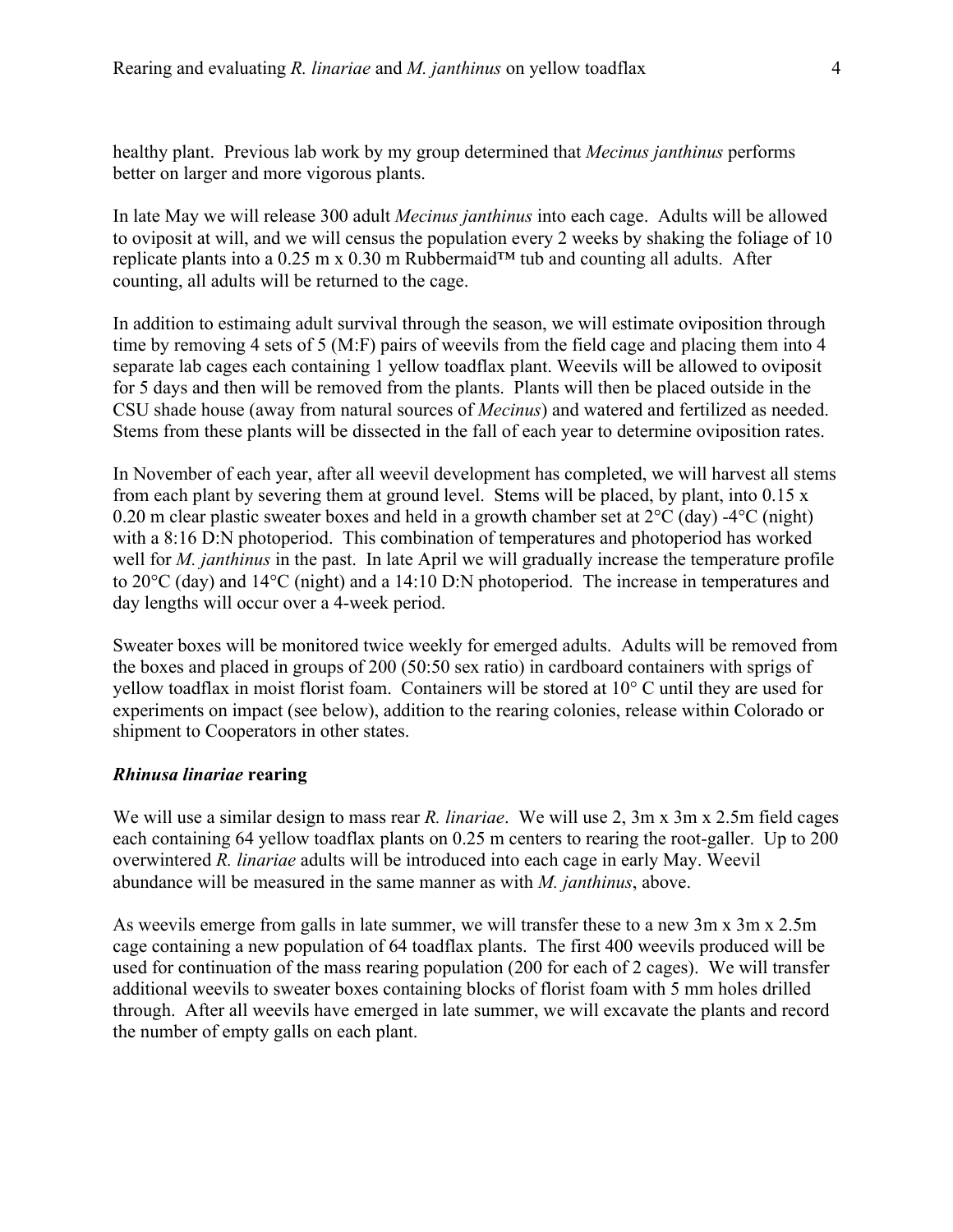healthy plant. Previous lab work by my group determined that *Mecinus janthinus* performs better on larger and more vigorous plants.

In late May we will release 300 adult *Mecinus janthinus* into each cage. Adults will be allowed to oviposit at will, and we will census the population every 2 weeks by shaking the foliage of 10 replicate plants into a 0.25 m x 0.30 m Rubbermaid™ tub and counting all adults. After counting, all adults will be returned to the cage.

In addition to estimaing adult survival through the season, we will estimate oviposition through time by removing 4 sets of 5 (M:F) pairs of weevils from the field cage and placing them into 4 separate lab cages each containing 1 yellow toadflax plant. Weevils will be allowed to oviposit for 5 days and then will be removed from the plants. Plants will then be placed outside in the CSU shade house (away from natural sources of *Mecinus*) and watered and fertilized as needed. Stems from these plants will be dissected in the fall of each year to determine oviposition rates.

In November of each year, after all weevil development has completed, we will harvest all stems from each plant by severing them at ground level. Stems will be placed, by plant, into 0.15 x 0.20 m clear plastic sweater boxes and held in a growth chamber set at 2°C (day) -4°C (night) with a 8:16 D:N photoperiod. This combination of temperatures and photoperiod has worked well for *M. janthinus* in the past. In late April we will gradually increase the temperature profile to 20°C (day) and 14°C (night) and a 14:10 D:N photoperiod. The increase in temperatures and day lengths will occur over a 4-week period.

Sweater boxes will be monitored twice weekly for emerged adults. Adults will be removed from the boxes and placed in groups of 200 (50:50 sex ratio) in cardboard containers with sprigs of yellow toadflax in moist florist foam. Containers will be stored at 10° C until they are used for experiments on impact (see below), addition to the rearing colonies, release within Colorado or shipment to Cooperators in other states.

### *Rhinusa linariae* rearing

We will use a similar design to mass rear *R. linariae*. We will use 2, 3m x 3m x 2.5m field cages each containing 64 yellow toadflax plants on 0.25 m centers to rearing the root-galler. Up to 200 overwintered *R. linariae* adults will be introduced into each cage in early May. Weevil abundance will be measured in the same manner as with *M. janthinus*, above.

As weevils emerge from galls in late summer, we will transfer these to a new 3m x 3m x 2.5m cage containing a new population of 64 toadflax plants. The first 400 weevils produced will be used for continuation of the mass rearing population (200 for each of 2 cages). We will transfer additional weevils to sweater boxes containing blocks of florist foam with 5 mm holes drilled through. After all weevils have emerged in late summer, we will excavate the plants and record the number of empty galls on each plant.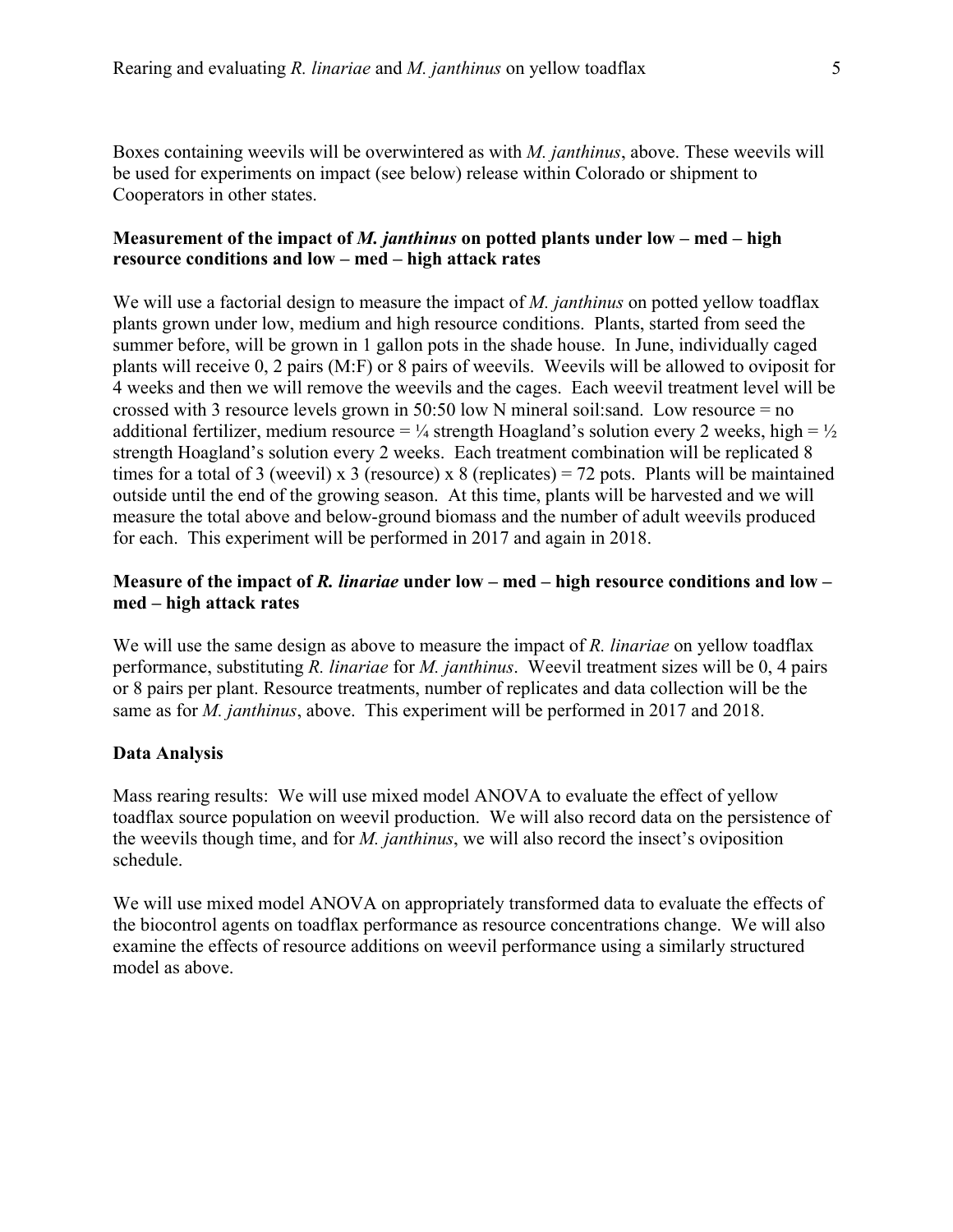Boxes containing weevils will be overwintered as with *M. janthinus*, above. These weevils will be used for experiments on impact (see below) release within Colorado or shipment to Cooperators in other states.

**Measurement of the impact of *M. janthinus* on potted plants under low – med – high resource conditions and low – med – high attack rates**

We will use a factorial design to measure the impact of *M. janthinus* on potted yellow toadflax plants grown under low, medium and high resource conditions. Plants, started from seed the summer before, will be grown in 1 gallon pots in the shade house. In June, individually caged plants will receive 0, 2 pairs (M:F) or 8 pairs of weevils. Weevils will be allowed to oviposit for 4 weeks and then we will remove the weevils and the cages. Each weevil treatment level will be crossed with 3 resource levels grown in 50:50 low N mineral soil:sand. Low resource = no additional fertilizer, medium resource = ¼ strength Hoagland's solution every 2 weeks, high = ½ strength Hoagland's solution every 2 weeks. Each treatment combination will be replicated 8 times for a total of 3 (weevil) x 3 (resource) x 8 (replicates) = 72 pots. Plants will be maintained outside until the end of the growing season. At this time, plants will be harvested and we will measure the total above and below-ground biomass and the number of adult weevils produced for each. This experiment will be performed in 2017 and again in 2018.

**Measure of the impact of *R. linariae* under low – med – high resource conditions and low – med – high attack rates**

We will use the same design as above to measure the impact of *R. linariae* on yellow toadflax performance, substituting *R. linariae* for *M. janthinus*. Weevil treatment sizes will be 0, 4 pairs or 8 pairs per plant. Resource treatments, number of replicates and data collection will be the same as for *M. janthinus*, above. This experiment will be performed in 2017 and 2018.

**Data Analysis**

Mass rearing results: We will use mixed model ANOVA to evaluate the effect of yellow toadflax source population on weevil production. We will also record data on the persistence of the weevils though time, and for *M. janthinus*, we will also record the insect's oviposition schedule.

We will use mixed model ANOVA on appropriately transformed data to evaluate the effects of the biocontrol agents on toadflax performance as resource concentrations change. We will also examine the effects of resource additions on weevil performance using a similarly structured model as above.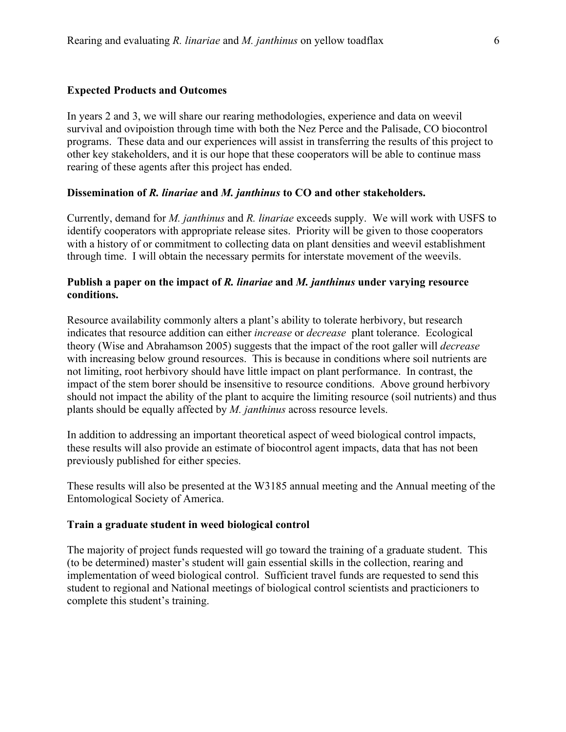**Expected Products and Outcomes**

In years 2 and 3, we will share our rearing methodologies, experience and data on weevil survival and ovipoistion through time with both the Nez Perce and the Palisade, CO biocontrol programs. These data and our experiences will assist in transferring the results of this project to other key stakeholders, and it is our hope that these cooperators will be able to continue mass rearing of these agents after this project has ended.

**Dissemination of *R. linariae* and *M. janthinus* to CO and other stakeholders.**

Currently, demand for *M. janthinus* and *R. linariae* exceeds supply. We will work with USFS to identify cooperators with appropriate release sites. Priority will be given to those cooperators with a history of or commitment to collecting data on plant densities and weevil establishment through time. I will obtain the necessary permits for interstate movement of the weevils.

**Publish a paper on the impact of *R. linariae* and *M. janthinus* under varying resource conditions.**

Resource availability commonly alters a plant's ability to tolerate herbivory, but research indicates that resource addition can either *increase* or *decrease* plant tolerance. Ecological theory (Wise and Abrahamson 2005) suggests that the impact of the root galler will *decrease* with increasing below ground resources. This is because in conditions where soil nutrients are not limiting, root herbivory should have little impact on plant performance. In contrast, the impact of the stem borer should be insensitive to resource conditions. Above ground herbivory should not impact the ability of the plant to acquire the limiting resource (soil nutrients) and thus plants should be equally affected by *M. janthinus* across resource levels.

In addition to addressing an important theoretical aspect of weed biological control impacts, these results will also provide an estimate of biocontrol agent impacts, data that has not been previously published for either species.

These results will also be presented at the W3185 annual meeting and the Annual meeting of the Entomological Society of America.

**Train a graduate student in weed biological control**

The majority of project funds requested will go toward the training of a graduate student. This (to be determined) master's student will gain essential skills in the collection, rearing and implementation of weed biological control. Sufficient travel funds are requested to send this student to regional and National meetings of biological control scientists and practicioners to complete this student's training.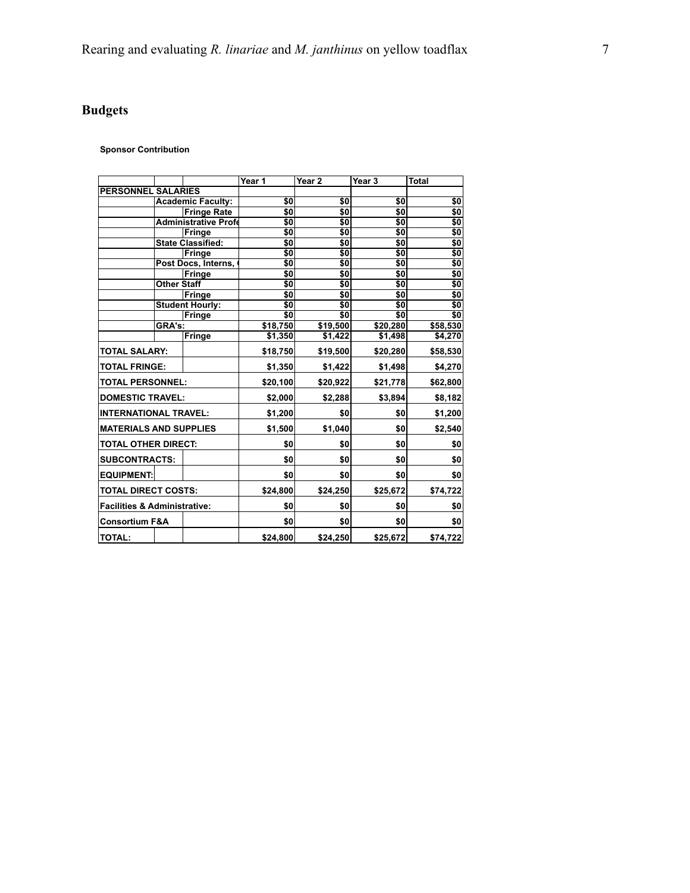## Budgets

**Sponsor Contribution**

| | | | Year 1 | Year 2 | Year 3 | Total |
|---|---|---|---|---|---|---|
| **PERSONNEL SALARIES** | | | | | | |
| | **Academic Faculty:** | | $0 | $0 | $0 | $0 |
| | | **Fringe Rate** | $0 | $0 | $0 | $0 |
| | **Administrative Profe** | | $0 | $0 | $0 | $0 |
| | | **Fringe** | $0 | $0 | $0 | $0 |
| | **State Classified:** | | $0 | $0 | $0 | $0 |
| | | **Fringe** | $0 | $0 | $0 | $0 |
| | **Post Docs, Interns, (** | | $0 | $0 | $0 | $0 |
| | | **Fringe** | $0 | $0 | $0 | $0 |
| | **Other Staff** | | $0 | $0 | $0 | $0 |
| | | **Fringe** | $0 | $0 | $0 | $0 |
| | **Student Hourly:** | | $0 | $0 | $0 | $0 |
| | | **Fringe** | $0 | $0 | $0 | $0 |
| | **GRA's:** | | $18,750 | $19,500 | $20,280 | $58,530 |
| | | **Fringe** | $1,350 | $1,422 | $1,498 | $4,270 |
| **TOTAL SALARY:** | | | $18,750 | $19,500 | $20,280 | $58,530 |
| **TOTAL FRINGE:** | | | $1,350 | $1,422 | $1,498 | $4,270 |
| **TOTAL PERSONNEL:** | | | $20,100 | $20,922 | $21,778 | $62,800 |
| **DOMESTIC TRAVEL:** | | | $2,000 | $2,288 | $3,894 | $8,182 |
| **INTERNATIONAL TRAVEL:** | | | $1,200 | $0 | $0 | $1,200 |
| **MATERIALS AND SUPPLIES** | | | $1,500 | $1,040 | $0 | $2,540 |
| **TOTAL OTHER DIRECT:** | | | $0 | $0 | $0 | $0 |
| **SUBCONTRACTS:** | | | $0 | $0 | $0 | $0 |
| **EQUIPMENT:** | | | $0 | $0 | $0 | $0 |
| **TOTAL DIRECT COSTS:** | | | $24,800 | $24,250 | $25,672 | $74,722 |
| **Facilities & Administrative:** | | | $0 | $0 | $0 | $0 |
| **Consortium F&A** | | | $0 | $0 | $0 | $0 |
| **TOTAL:** | | | $24,800 | $24,250 | $25,672 | $74,722 |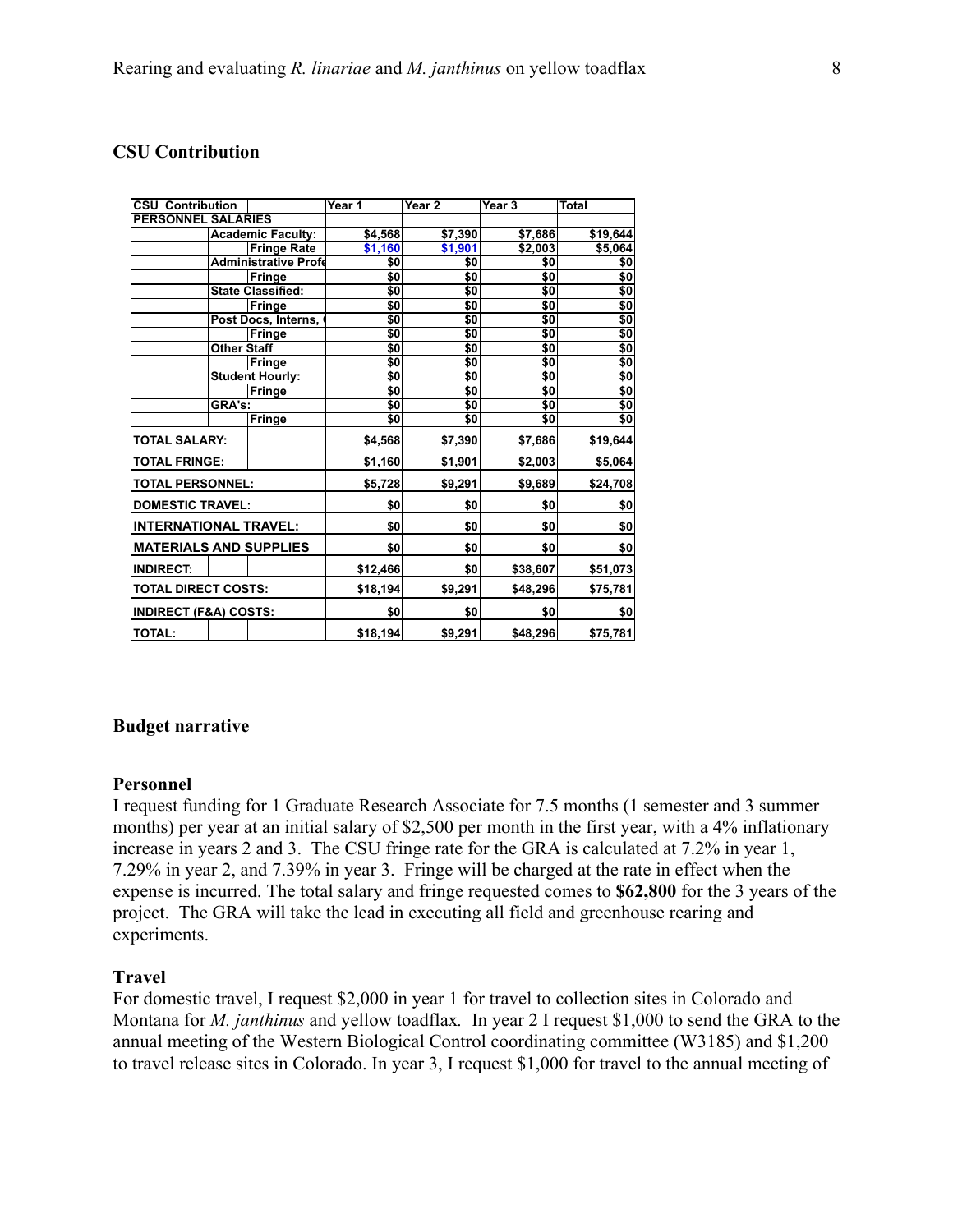### CSU Contribution

| CSU Contribution | | | Year 1 | Year 2 | Year 3 | Total |
|---|---|---|---|---|---|---|
| PERSONNEL SALARIES | | | | | | |
| | Academic Faculty: | | $4,568 | $7,390 | $7,686 | $19,644 |
| | | Fringe Rate | $1,160 | $1,901 | $2,003 | $5,064 |
| | Administrative Profe | | $0 | $0 | $0 | $0 |
| | | Fringe | $0 | $0 | $0 | $0 |
| | State Classified: | | $0 | $0 | $0 | $0 |
| | | Fringe | $0 | $0 | $0 | $0 |
| | Post Docs, Interns, | | $0 | $0 | $0 | $0 |
| | | Fringe | $0 | $0 | $0 | $0 |
| | Other Staff | | $0 | $0 | $0 | $0 |
| | | Fringe | $0 | $0 | $0 | $0 |
| | Student Hourly: | | $0 | $0 | $0 | $0 |
| | | Fringe | $0 | $0 | $0 | $0 |
| | GRA's: | | $0 | $0 | $0 | $0 |
| | | Fringe | $0 | $0 | $0 | $0 |
| TOTAL SALARY: | | | $4,568 | $7,390 | $7,686 | $19,644 |
| TOTAL FRINGE: | | | $1,160 | $1,901 | $2,003 | $5,064 |
| TOTAL PERSONNEL: | | | $5,728 | $9,291 | $9,689 | $24,708 |
| DOMESTIC TRAVEL: | | | $0 | $0 | $0 | $0 |
| INTERNATIONAL TRAVEL: | | | $0 | $0 | $0 | $0 |
| MATERIALS AND SUPPLIES | | | $0 | $0 | $0 | $0 |
| INDIRECT: | | | $12,466 | $0 | $38,607 | $51,073 |
| TOTAL DIRECT COSTS: | | | $18,194 | $9,291 | $48,296 | $75,781 |
| INDIRECT (F&A) COSTS: | | | $0 | $0 | $0 | $0 |
| TOTAL: | | | $18,194 | $9,291 | $48,296 | $75,781 |

### Budget narrative

#### Personnel

I request funding for 1 Graduate Research Associate for 7.5 months (1 semester and 3 summer months) per year at an initial salary of $2,500 per month in the first year, with a 4% inflationary increase in years 2 and 3. The CSU fringe rate for the GRA is calculated at 7.2% in year 1, 7.29% in year 2, and 7.39% in year 3. Fringe will be charged at the rate in effect when the expense is incurred. The total salary and fringe requested comes to **$62,800** for the 3 years of the project. The GRA will take the lead in executing all field and greenhouse rearing and experiments.

#### Travel

For domestic travel, I request $2,000 in year 1 for travel to collection sites in Colorado and Montana for *M. janthinus* and yellow toadflax. In year 2 I request $1,000 to send the GRA to the annual meeting of the Western Biological Control coordinating committee (W3185) and $1,200 to travel release sites in Colorado. In year 3, I request $1,000 for travel to the annual meeting of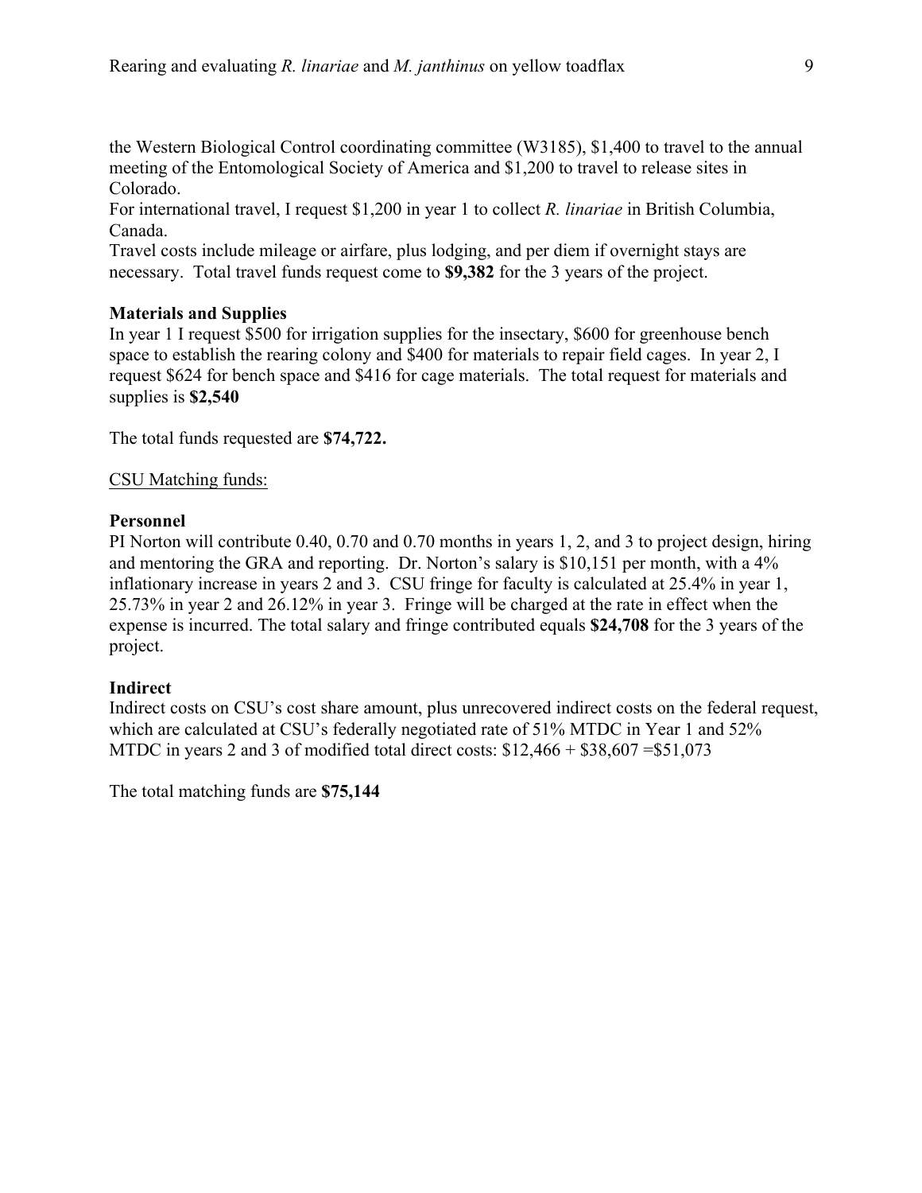the Western Biological Control coordinating committee (W3185), $1,400 to travel to the annual meeting of the Entomological Society of America and $1,200 to travel to release sites in Colorado.

For international travel, I request $1,200 in year 1 to collect *R. linariae* in British Columbia, Canada.

Travel costs include mileage or airfare, plus lodging, and per diem if overnight stays are necessary. Total travel funds request come to **$9,382** for the 3 years of the project.

**Materials and Supplies**

In year 1 I request $500 for irrigation supplies for the insectary, $600 for greenhouse bench space to establish the rearing colony and $400 for materials to repair field cages. In year 2, I request $624 for bench space and $416 for cage materials. The total request for materials and supplies is **$2,540**

The total funds requested are **$74,722.**

<u>CSU Matching funds:</u>

**Personnel**

PI Norton will contribute 0.40, 0.70 and 0.70 months in years 1, 2, and 3 to project design, hiring and mentoring the GRA and reporting. Dr. Norton's salary is $10,151 per month, with a 4% inflationary increase in years 2 and 3. CSU fringe for faculty is calculated at 25.4% in year 1, 25.73% in year 2 and 26.12% in year 3. Fringe will be charged at the rate in effect when the expense is incurred. The total salary and fringe contributed equals **$24,708** for the 3 years of the project.

**Indirect**

Indirect costs on CSU's cost share amount, plus unrecovered indirect costs on the federal request, which are calculated at CSU's federally negotiated rate of 51% MTDC in Year 1 and 52% MTDC in years 2 and 3 of modified total direct costs: $12,466 + $38,607 =$51,073

The total matching funds are **$75,144**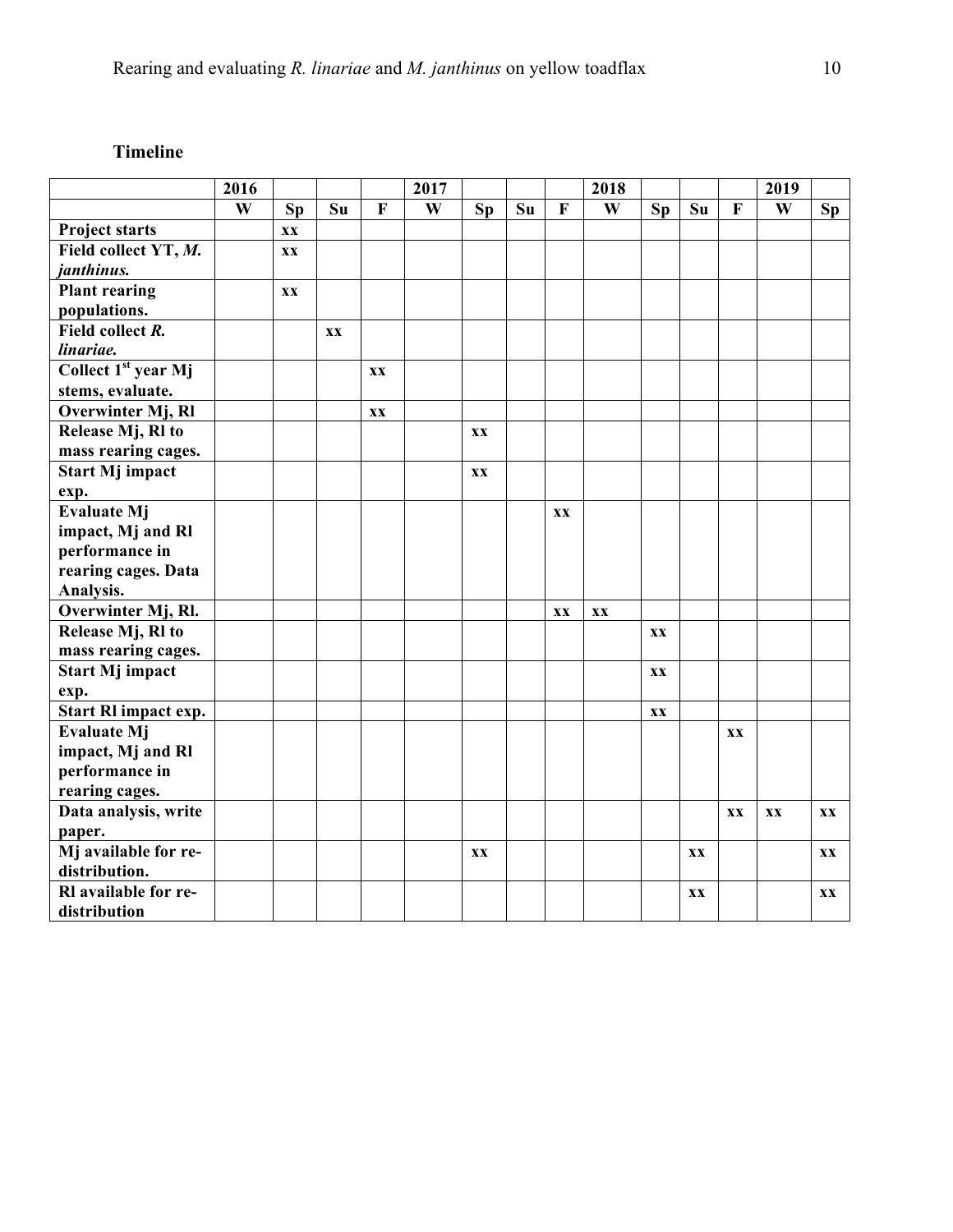**Timeline**

| | 2016 | | | | 2017 | | | | 2018 | | | | 2019 | |
|---|---|---|---|---|---|---|---|---|---|---|---|---|---|---|
| | **W** | **Sp** | **Su** | **F** | **W** | **Sp** | **Su** | **F** | **W** | **Sp** | **Su** | **F** | **W** | **Sp** |
| **Project starts** | | xx | | | | | | | | | | | | |
| **Field collect YT, *M. janthinus.*** | | xx | | | | | | | | | | | | |
| **Plant rearing populations.** | | xx | | | | | | | | | | | | |
| **Field collect *R. linariae.*** | | | xx | | | | | | | | | | | |
| **Collect 1st year Mj stems, evaluate.** | | | | xx | | | | | | | | | | |
| **Overwinter Mj, Rl** | | | | xx | | | | | | | | | | |
| **Release Mj, Rl to mass rearing cages.** | | | | | | xx | | | | | | | | |
| **Start Mj impact exp.** | | | | | | xx | | | | | | | | |
| **Evaluate Mj impact, Mj and Rl performance in rearing cages. Data Analysis.** | | | | | | | | xx | | | | | | |
| **Overwinter Mj, Rl.** | | | | | | | | xx | xx | | | | | |
| **Release Mj, Rl to mass rearing cages.** | | | | | | | | | | xx | | | | |
| **Start Mj impact exp.** | | | | | | | | | | xx | | | | |
| **Start Rl impact exp.** | | | | | | | | | | xx | | | | |
| **Evaluate Mj impact, Mj and Rl performance in rearing cages.** | | | | | | | | | | | | xx | | |
| **Data analysis, write paper.** | | | | | | | | | | | | xx | xx | xx |
| **Mj available for re-distribution.** | | | | | | xx | | | | | xx | | | xx |
| **Rl available for re-distribution** | | | | | | | | | | | xx | | | xx |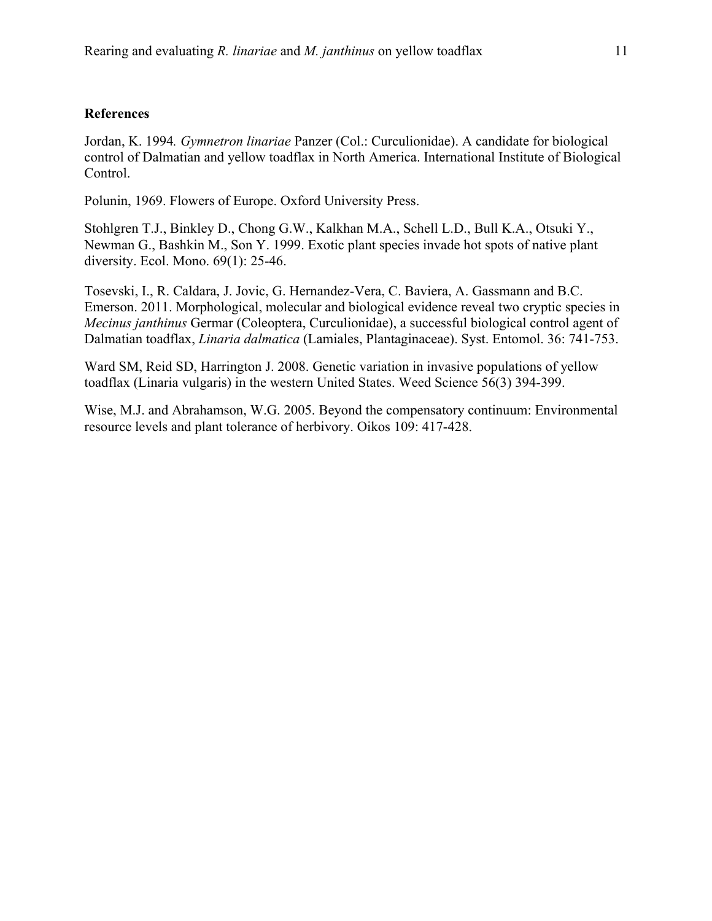**References**

Jordan, K. 1994. *Gymnetron linariae* Panzer (Col.: Curculionidae). A candidate for biological control of Dalmatian and yellow toadflax in North America. International Institute of Biological Control.

Polunin, 1969. Flowers of Europe. Oxford University Press.

Stohlgren T.J., Binkley D., Chong G.W., Kalkhan M.A., Schell L.D., Bull K.A., Otsuki Y., Newman G., Bashkin M., Son Y. 1999. Exotic plant species invade hot spots of native plant diversity. Ecol. Mono. 69(1): 25-46.

Tosevski, I., R. Caldara, J. Jovic, G. Hernandez-Vera, C. Baviera, A. Gassmann and B.C. Emerson. 2011. Morphological, molecular and biological evidence reveal two cryptic species in *Mecinus janthinus* Germar (Coleoptera, Curculionidae), a successful biological control agent of Dalmatian toadflax, *Linaria dalmatica* (Lamiales, Plantaginaceae). Syst. Entomol. 36: 741-753.

Ward SM, Reid SD, Harrington J. 2008. Genetic variation in invasive populations of yellow toadflax (Linaria vulgaris) in the western United States. Weed Science 56(3) 394-399.

Wise, M.J. and Abrahamson, W.G. 2005. Beyond the compensatory continuum: Environmental resource levels and plant tolerance of herbivory. Oikos 109: 417-428.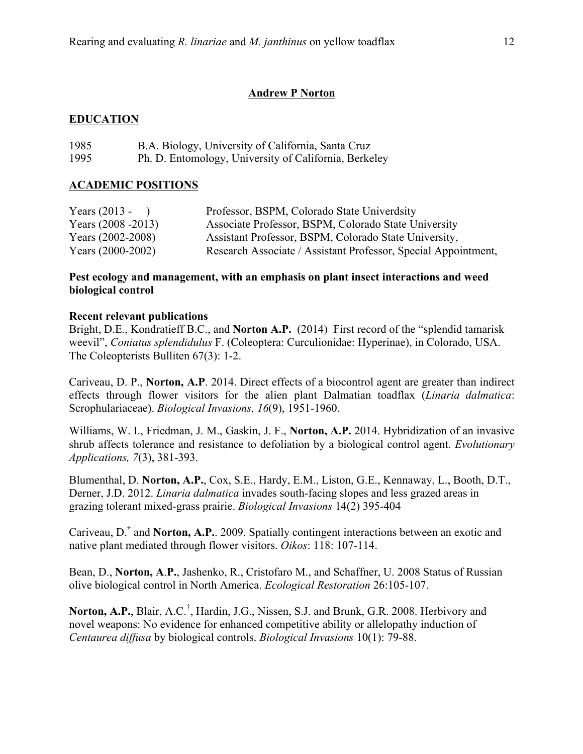## Andrew P Norton

### EDUCATION

| | |
|---|---|
| 1985 | B.A. Biology, University of California, Santa Cruz |
| 1995 | Ph. D. Entomology, University of California, Berkeley |

### ACADEMIC POSITIONS

| | |
|---|---|
| Years (2013 - ) | Professor, BSPM, Colorado State Univerdsity |
| Years (2008 -2013) | Associate Professor, BSPM, Colorado State University |
| Years (2002-2008) | Assistant Professor, BSPM, Colorado State University, |
| Years (2000-2002) | Research Associate / Assistant Professor, Special Appointment, |

**Pest ecology and management, with an emphasis on plant insect interactions and weed biological control**

**Recent relevant publications**

Bright, D.E., Kondratieff B.C., and **Norton A.P.** (2014) First record of the "splendid tamarisk weevil", *Coniatus splendidulus* F. (Coleoptera: Curculionidae: Hyperinae), in Colorado, USA. The Coleopterists Bulliten 67(3): 1-2.

Cariveau, D. P., **Norton, A.P**. 2014. Direct effects of a biocontrol agent are greater than indirect effects through flower visitors for the alien plant Dalmatian toadflax (*Linaria dalmatica*: Scrophulariaceae). *Biological Invasions, 16*(9), 1951-1960.

Williams, W. I., Friedman, J. M., Gaskin, J. F., **Norton, A.P.** 2014. Hybridization of an invasive shrub affects tolerance and resistance to defoliation by a biological control agent. *Evolutionary Applications, 7*(3), 381-393.

Blumenthal, D. **Norton, A.P.**, Cox, S.E., Hardy, E.M., Liston, G.E., Kennaway, L., Booth, D.T., Derner, J.D. 2012. *Linaria dalmatica* invades south-facing slopes and less grazed areas in grazing tolerant mixed-grass prairie. *Biological Invasions* 14(2) 395-404

Cariveau, D.[†] and **Norton, A.P.**. 2009. Spatially contingent interactions between an exotic and native plant mediated through flower visitors. *Oikos*: 118: 107-114.

Bean, D., **Norton, A.P.**, Jashenko, R., Cristofaro M., and Schaffner, U. 2008 Status of Russian olive biological control in North America. *Ecological Restoration* 26:105-107.

**Norton, A.P.**, Blair, A.C.[†], Hardin, J.G., Nissen, S.J. and Brunk, G.R. 2008. Herbivory and novel weapons: No evidence for enhanced competitive ability or allelopathy induction of *Centaurea diffusa* by biological controls. *Biological Invasions* 10(1): 79-88.